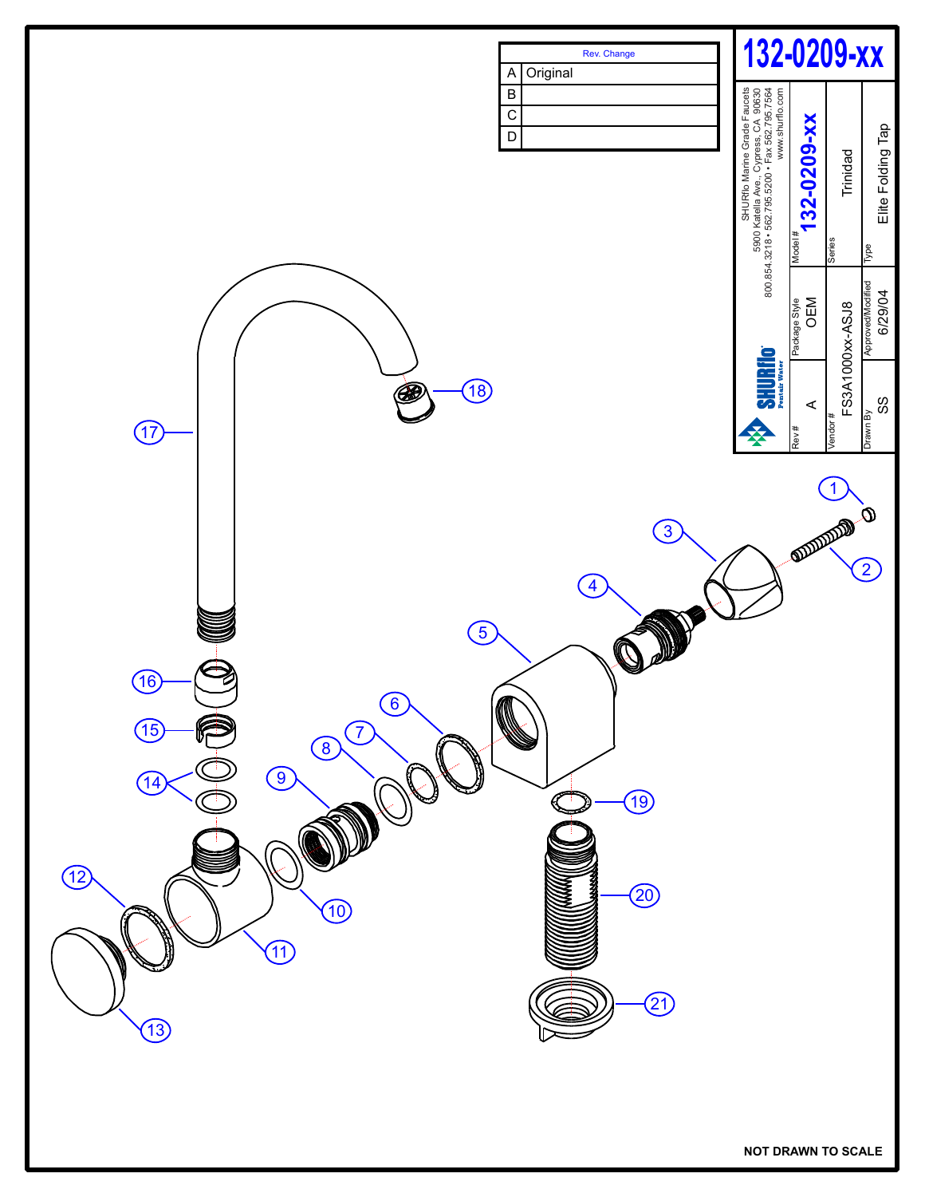# 132-0209-xx

| Rev. | Change |
|---|---|
| A | Original |
| B | |
| C | |
| D | |

SHURflo Marine Grade Faucets
5900 Katella Ave., Cypress, CA 90630
800.854.3218 • 562.795.5200 • Fax 562.795.7564
www.shurflo.com

SHURflo Pentair Water

| Rev # | Package Style | Model # |
|---|---|---|
| A | OEM | 132-0209-xx |

| Vendor # | Series |
|---|---|
| FS3A1000xx-ASJ8 | Trinidad |

| Drawn By | Approved/Modified | Type |
|---|---|---|
| SS | 6/29/04 | Elite Folding Tap |

1, 2, 3, 4, 5, 6, 7, 8, 9, 10, 11, 12, 13, 14, 15, 16, 17, 18, 19, 20, 21

NOT DRAWN TO SCALE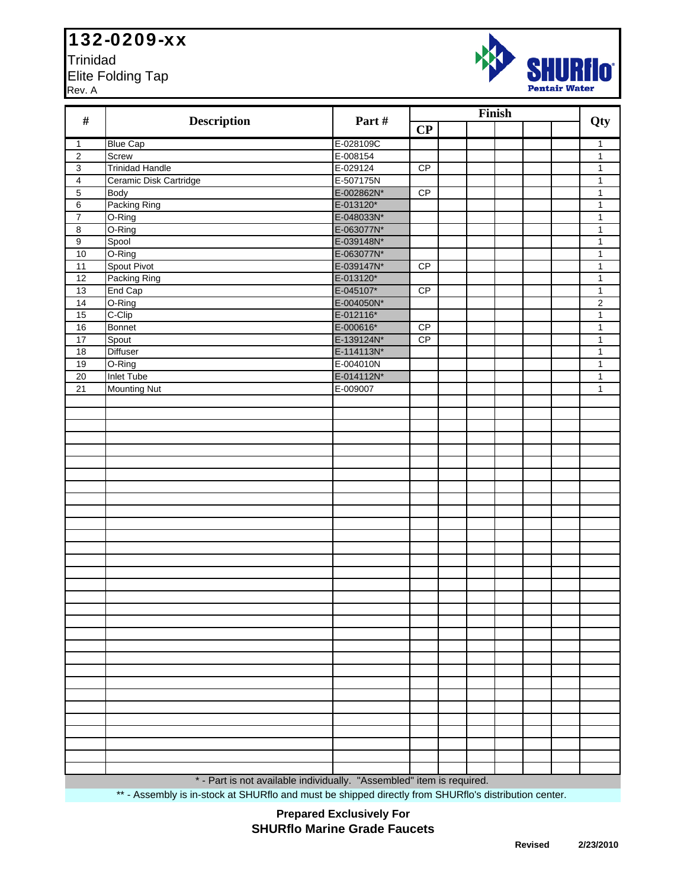# 132-0209-xx

Trinidad
Elite Folding Tap
Rev. A

SHURflo Pentair Water

| # | Description | Part # | Finish | | | | | | Qty |
|---|---|---|---|---|---|---|---|---|---|
| | | | CP | | | | | | |
| 1 | Blue Cap | E-028109C | | | | | | | 1 |
| 2 | Screw | E-008154 | | | | | | | 1 |
| 3 | Trinidad Handle | E-029124 | CP | | | | | | 1 |
| 4 | Ceramic Disk Cartridge | E-507175N | | | | | | | 1 |
| 5 | Body | E-002862N* | CP | | | | | | 1 |
| 6 | Packing Ring | E-013120* | | | | | | | 1 |
| 7 | O-Ring | E-048033N* | | | | | | | 1 |
| 8 | O-Ring | E-063077N* | | | | | | | 1 |
| 9 | Spool | E-039148N* | | | | | | | 1 |
| 10 | O-Ring | E-063077N* | | | | | | | 1 |
| 11 | Spout Pivot | E-039147N* | CP | | | | | | 1 |
| 12 | Packing Ring | E-013120* | | | | | | | 1 |
| 13 | End Cap | E-045107* | CP | | | | | | 1 |
| 14 | O-Ring | E-004050N* | | | | | | | 2 |
| 15 | C-Clip | E-012116* | | | | | | | 1 |
| 16 | Bonnet | E-000616* | CP | | | | | | 1 |
| 17 | Spout | E-139124N* | CP | | | | | | 1 |
| 18 | Diffuser | E-114113N* | | | | | | | 1 |
| 19 | O-Ring | E-004010N | | | | | | | 1 |
| 20 | Inlet Tube | E-014112N* | | | | | | | 1 |
| 21 | Mounting Nut | E-009007 | | | | | | | 1 |

* - Part is not available individually. "Assembled" item is required.

** - Assembly is in-stock at SHURflo and must be shipped directly from SHURflo's distribution center.

**Prepared Exclusively For**
**SHURflo Marine Grade Faucets**

**Revised** **2/23/2010**